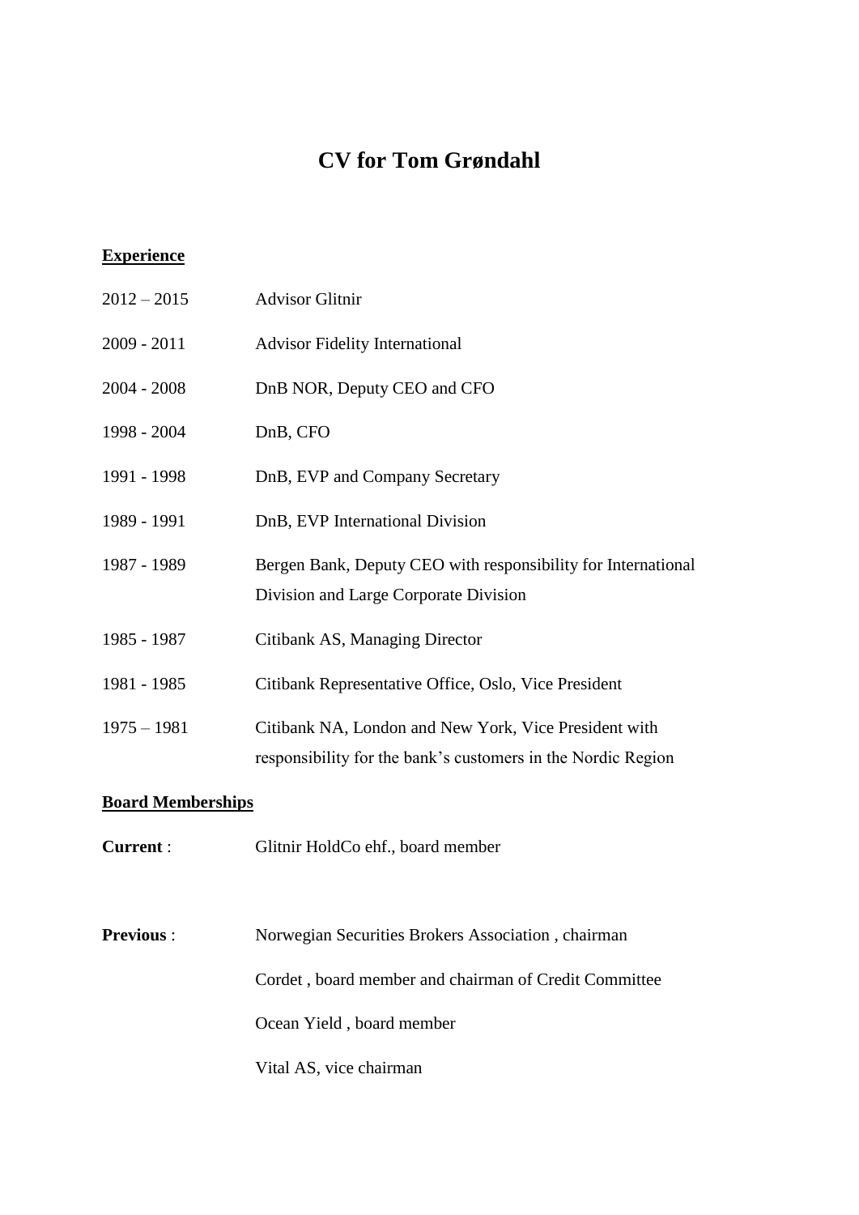# CV for Tom Grøndahl

**Experience**

| | |
|---|---|
| 2012 – 2015 | Advisor Glitnir |
| 2009 - 2011 | Advisor Fidelity International |
| 2004 - 2008 | DnB NOR, Deputy CEO and CFO |
| 1998 - 2004 | DnB, CFO |
| 1991 - 1998 | DnB, EVP and Company Secretary |
| 1989 - 1991 | DnB, EVP International Division |
| 1987 - 1989 | Bergen Bank, Deputy CEO with responsibility for International Division and Large Corporate Division |
| 1985 - 1987 | Citibank AS, Managing Director |
| 1981 - 1985 | Citibank Representative Office, Oslo, Vice President |
| 1975 – 1981 | Citibank NA, London and New York, Vice President with responsibility for the bank's customers in the Nordic Region |

**Board Memberships**

**Current** : Glitnir HoldCo ehf., board member

**Previous** : Norwegian Securities Brokers Association , chairman

Cordet , board member and chairman of Credit Committee

Ocean Yield , board member

Vital AS, vice chairman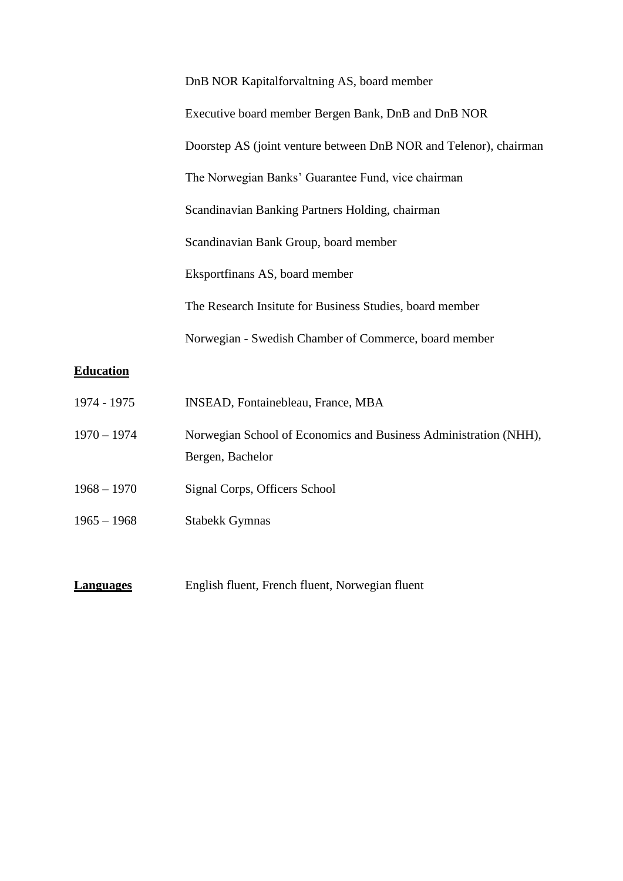DnB NOR Kapitalforvaltning AS, board member

Executive board member Bergen Bank, DnB and DnB NOR

Doorstep AS (joint venture between DnB NOR and Telenor), chairman

The Norwegian Banks' Guarantee Fund, vice chairman

Scandinavian Banking Partners Holding, chairman

Scandinavian Bank Group, board member

Eksportfinans AS, board member

The Research Insitute for Business Studies, board member

Norwegian - Swedish Chamber of Commerce, board member

**Education**

| | |
|---|---|
| 1974 - 1975 | INSEAD, Fontainebleau, France, MBA |
| 1970 – 1974 | Norwegian School of Economics and Business Administration (NHH), Bergen, Bachelor |
| 1968 – 1970 | Signal Corps, Officers School |
| 1965 – 1968 | Stabekk Gymnas |

**Languages** English fluent, French fluent, Norwegian fluent